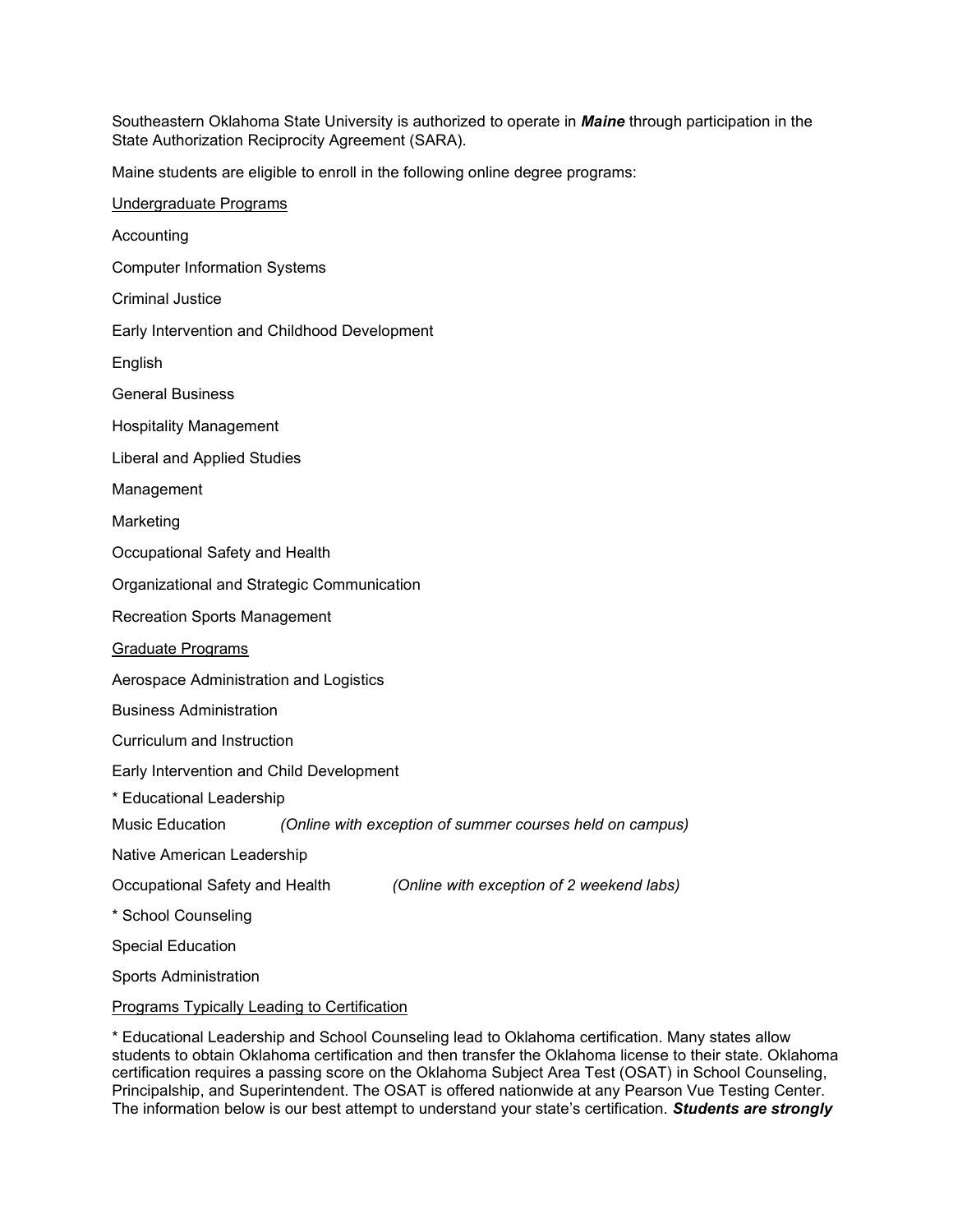Southeastern Oklahoma State University is authorized to operate in ***Maine*** through participation in the State Authorization Reciprocity Agreement (SARA).

Maine students are eligible to enroll in the following online degree programs:

<u>Undergraduate Programs</u>

Accounting

Computer Information Systems

Criminal Justice

Early Intervention and Childhood Development

English

General Business

Hospitality Management

Liberal and Applied Studies

Management

Marketing

Occupational Safety and Health

Organizational and Strategic Communication

Recreation Sports Management

<u>Graduate Programs</u>

Aerospace Administration and Logistics

Business Administration

Curriculum and Instruction

Early Intervention and Child Development

* Educational Leadership

Music Education *(Online with exception of summer courses held on campus)*

Native American Leadership

Occupational Safety and Health *(Online with exception of 2 weekend labs)*

* School Counseling

Special Education

Sports Administration

<u>Programs Typically Leading to Certification</u>

* Educational Leadership and School Counseling lead to Oklahoma certification. Many states allow students to obtain Oklahoma certification and then transfer the Oklahoma license to their state. Oklahoma certification requires a passing score on the Oklahoma Subject Area Test (OSAT) in School Counseling, Principalship, and Superintendent. The OSAT is offered nationwide at any Pearson Vue Testing Center. The information below is our best attempt to understand your state's certification. ***Students are strongly***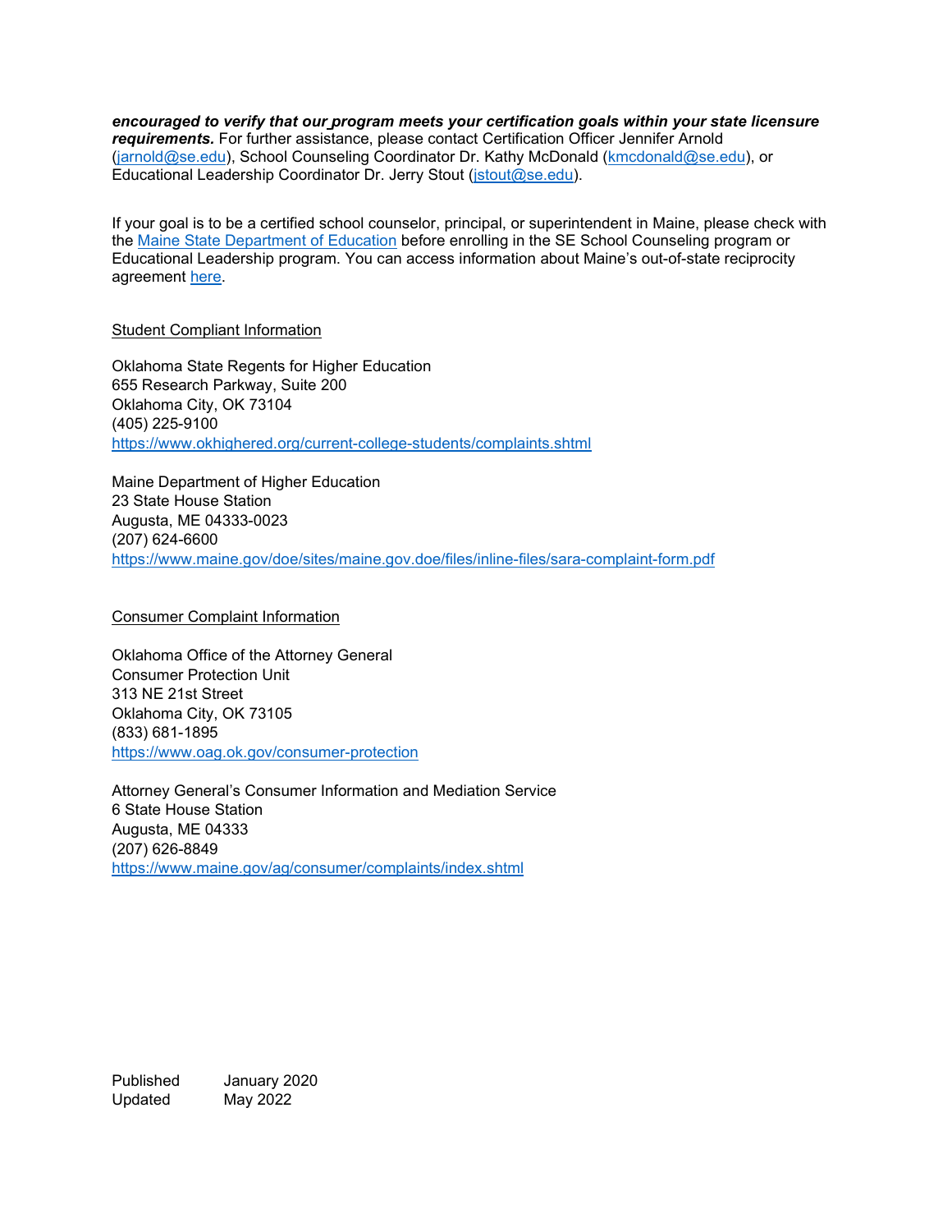***encouraged to verify that our program meets your certification goals within your state licensure requirements.*** For further assistance, please contact Certification Officer Jennifer Arnold (jarnold@se.edu), School Counseling Coordinator Dr. Kathy McDonald (kmcdonald@se.edu), or Educational Leadership Coordinator Dr. Jerry Stout (jstout@se.edu).

If your goal is to be a certified school counselor, principal, or superintendent in Maine, please check with the Maine State Department of Education before enrolling in the SE School Counseling program or Educational Leadership program. You can access information about Maine's out-of-state reciprocity agreement here.

Student Compliant Information

Oklahoma State Regents for Higher Education
655 Research Parkway, Suite 200
Oklahoma City, OK 73104
(405) 225-9100
https://www.okhighered.org/current-college-students/complaints.shtml

Maine Department of Higher Education
23 State House Station
Augusta, ME 04333-0023
(207) 624-6600
https://www.maine.gov/doe/sites/maine.gov.doe/files/inline-files/sara-complaint-form.pdf

Consumer Complaint Information

Oklahoma Office of the Attorney General
Consumer Protection Unit
313 NE 21st Street
Oklahoma City, OK 73105
(833) 681-1895
https://www.oag.ok.gov/consumer-protection

Attorney General's Consumer Information and Mediation Service
6 State House Station
Augusta, ME 04333
(207) 626-8849
https://www.maine.gov/ag/consumer/complaints/index.shtml

Published January 2020
Updated May 2022